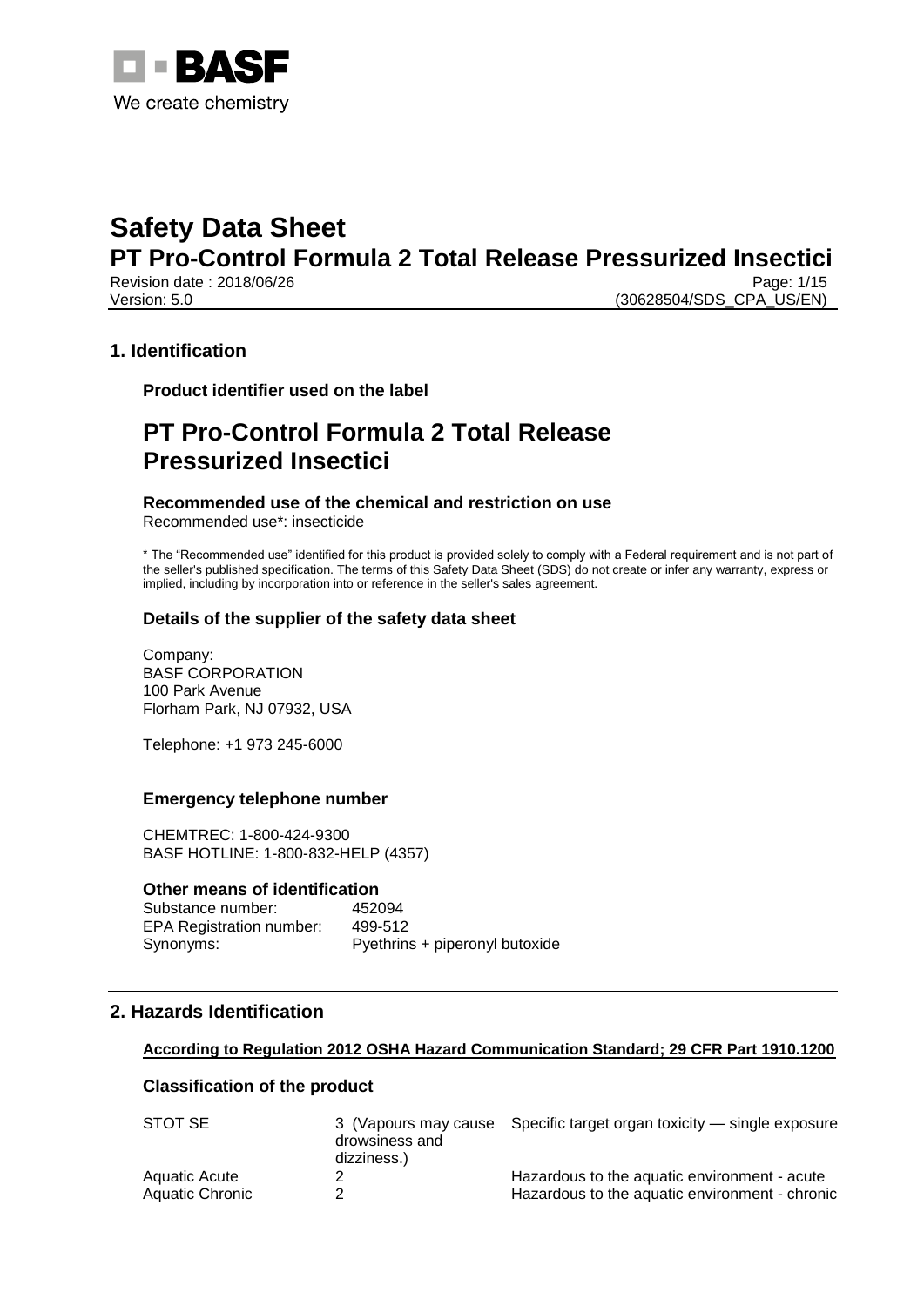# Safety Data Sheet

## PT Pro-Control Formula 2 Total Release Pressurized Insectici

Revision date : 2018/06/26
Version: 5.0
(30628504/SDS_CPA_US/EN)

## 1. Identification

### Product identifier used on the label

# PT Pro-Control Formula 2 Total Release Pressurized Insectici

### Recommended use of the chemical and restriction on use

Recommended use*: insecticide

* The "Recommended use" identified for this product is provided solely to comply with a Federal requirement and is not part of the seller's published specification. The terms of this Safety Data Sheet (SDS) do not create or infer any warranty, express or implied, including by incorporation into or reference in the seller's sales agreement.

### Details of the supplier of the safety data sheet

Company:
BASF CORPORATION
100 Park Avenue
Florham Park, NJ 07932, USA

Telephone: +1 973 245-6000

### Emergency telephone number

CHEMTREC: 1-800-424-9300
BASF HOTLINE: 1-800-832-HELP (4357)

### Other means of identification

| | |
|---|---|
| Substance number: | 452094 |
| EPA Registration number: | 499-512 |
| Synonyms: | Pyethrins + piperonyl butoxide |

## 2. Hazards Identification

**According to Regulation 2012 OSHA Hazard Communication Standard; 29 CFR Part 1910.1200**

### Classification of the product

| | | |
|---|---|---|
| STOT SE | 3 (Vapours may cause drowsiness and dizziness.) | Specific target organ toxicity — single exposure |
| Aquatic Acute | 2 | Hazardous to the aquatic environment - acute |
| Aquatic Chronic | 2 | Hazardous to the aquatic environment - chronic |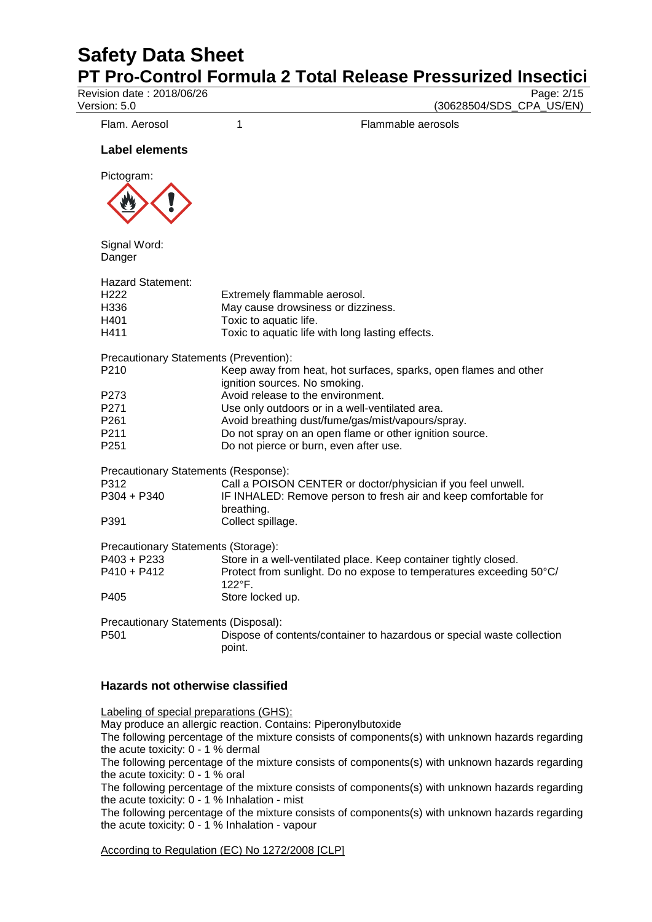| Flam. Aerosol | 1 | Flammable aerosols |
| --- | --- | --- |

**Label elements**

Pictogram:

Signal Word:
Danger

Hazard Statement:

| | |
| --- | --- |
| H222 | Extremely flammable aerosol. |
| H336 | May cause drowsiness or dizziness. |
| H401 | Toxic to aquatic life. |
| H411 | Toxic to aquatic life with long lasting effects. |

Precautionary Statements (Prevention):

| | |
| --- | --- |
| P210 | Keep away from heat, hot surfaces, sparks, open flames and other ignition sources. No smoking. |
| P273 | Avoid release to the environment. |
| P271 | Use only outdoors or in a well-ventilated area. |
| P261 | Avoid breathing dust/fume/gas/mist/vapours/spray. |
| P211 | Do not spray on an open flame or other ignition source. |
| P251 | Do not pierce or burn, even after use. |

Precautionary Statements (Response):

| | |
| --- | --- |
| P312 | Call a POISON CENTER or doctor/physician if you feel unwell. |
| P304 + P340 | IF INHALED: Remove person to fresh air and keep comfortable for breathing. |
| P391 | Collect spillage. |

Precautionary Statements (Storage):

| | |
| --- | --- |
| P403 + P233 | Store in a well-ventilated place. Keep container tightly closed. |
| P410 + P412 | Protect from sunlight. Do no expose to temperatures exceeding 50°C/ 122°F. |
| P405 | Store locked up. |

Precautionary Statements (Disposal):

| | |
| --- | --- |
| P501 | Dispose of contents/container to hazardous or special waste collection point. |

## Hazards not otherwise classified

Labeling of special preparations (GHS):

May produce an allergic reaction. Contains: Piperonylbutoxide

The following percentage of the mixture consists of components(s) with unknown hazards regarding the acute toxicity: 0 - 1 % dermal

The following percentage of the mixture consists of components(s) with unknown hazards regarding the acute toxicity: 0 - 1 % oral

The following percentage of the mixture consists of components(s) with unknown hazards regarding the acute toxicity: 0 - 1 % Inhalation - mist

The following percentage of the mixture consists of components(s) with unknown hazards regarding the acute toxicity: 0 - 1 % Inhalation - vapour

According to Regulation (EC) No 1272/2008 [CLP]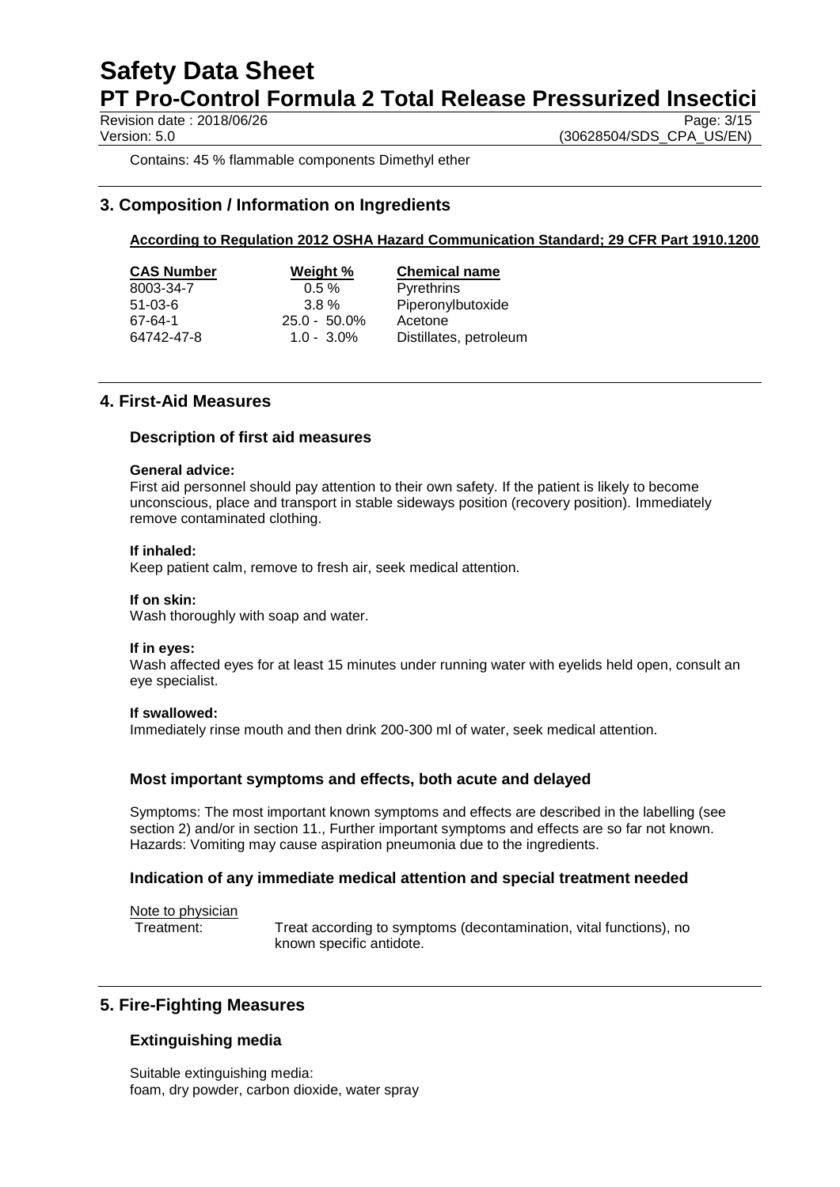Contains: 45 % flammable components Dimethyl ether

## 3. Composition / Information on Ingredients

**According to Regulation 2012 OSHA Hazard Communication Standard; 29 CFR Part 1910.1200**

| CAS Number | Weight % | Chemical name |
|---|---|---|
| 8003-34-7 | 0.5 % | Pyrethrins |
| 51-03-6 | 3.8 % | Piperonylbutoxide |
| 67-64-1 | 25.0 - 50.0% | Acetone |
| 64742-47-8 | 1.0 - 3.0% | Distillates, petroleum |

## 4. First-Aid Measures

### Description of first aid measures

**General advice:**
First aid personnel should pay attention to their own safety. If the patient is likely to become unconscious, place and transport in stable sideways position (recovery position). Immediately remove contaminated clothing.

**If inhaled:**
Keep patient calm, remove to fresh air, seek medical attention.

**If on skin:**
Wash thoroughly with soap and water.

**If in eyes:**
Wash affected eyes for at least 15 minutes under running water with eyelids held open, consult an eye specialist.

**If swallowed:**
Immediately rinse mouth and then drink 200-300 ml of water, seek medical attention.

### Most important symptoms and effects, both acute and delayed

Symptoms: The most important known symptoms and effects are described in the labelling (see section 2) and/or in section 11., Further important symptoms and effects are so far not known.
Hazards: Vomiting may cause aspiration pneumonia due to the ingredients.

### Indication of any immediate medical attention and special treatment needed

Note to physician

Treatment: Treat according to symptoms (decontamination, vital functions), no known specific antidote.

## 5. Fire-Fighting Measures

### Extinguishing media

Suitable extinguishing media:
foam, dry powder, carbon dioxide, water spray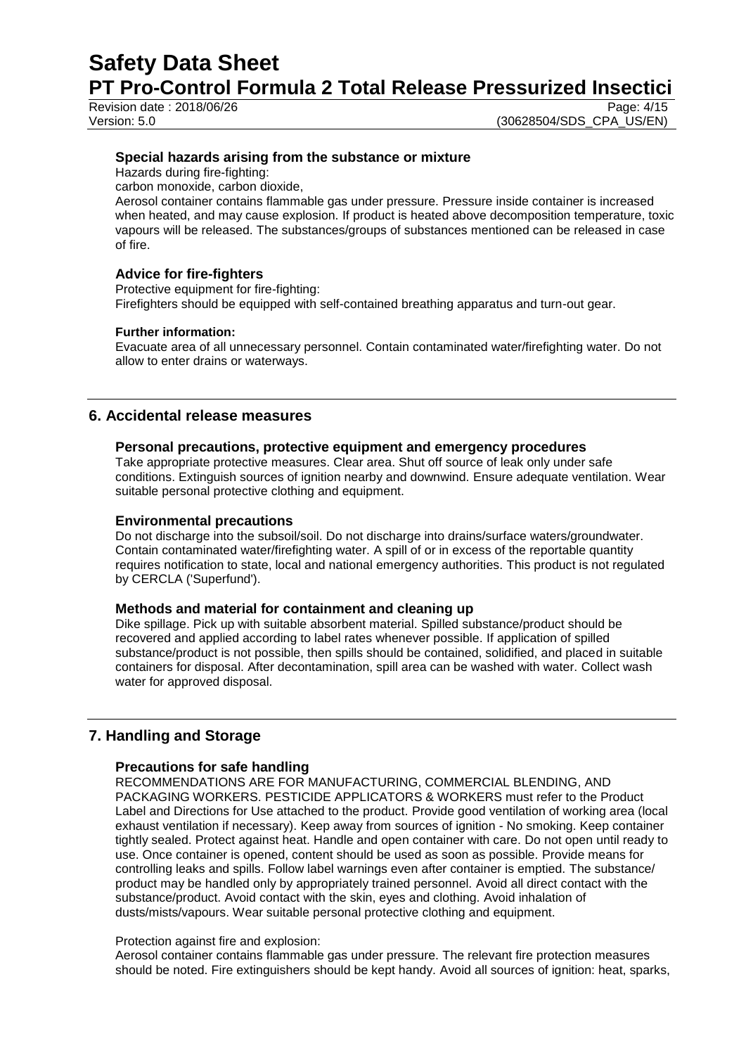### Special hazards arising from the substance or mixture

Hazards during fire-fighting:
carbon monoxide, carbon dioxide,
Aerosol container contains flammable gas under pressure. Pressure inside container is increased when heated, and may cause explosion. If product is heated above decomposition temperature, toxic vapours will be released. The substances/groups of substances mentioned can be released in case of fire.

### Advice for fire-fighters

Protective equipment for fire-fighting:
Firefighters should be equipped with self-contained breathing apparatus and turn-out gear.

**Further information:**

Evacuate area of all unnecessary personnel. Contain contaminated water/firefighting water. Do not allow to enter drains or waterways.

## 6. Accidental release measures

### Personal precautions, protective equipment and emergency procedures

Take appropriate protective measures. Clear area. Shut off source of leak only under safe conditions. Extinguish sources of ignition nearby and downwind. Ensure adequate ventilation. Wear suitable personal protective clothing and equipment.

### Environmental precautions

Do not discharge into the subsoil/soil. Do not discharge into drains/surface waters/groundwater. Contain contaminated water/firefighting water. A spill of or in excess of the reportable quantity requires notification to state, local and national emergency authorities. This product is not regulated by CERCLA ('Superfund').

### Methods and material for containment and cleaning up

Dike spillage. Pick up with suitable absorbent material. Spilled substance/product should be recovered and applied according to label rates whenever possible. If application of spilled substance/product is not possible, then spills should be contained, solidified, and placed in suitable containers for disposal. After decontamination, spill area can be washed with water. Collect wash water for approved disposal.

## 7. Handling and Storage

### Precautions for safe handling

RECOMMENDATIONS ARE FOR MANUFACTURING, COMMERCIAL BLENDING, AND PACKAGING WORKERS. PESTICIDE APPLICATORS & WORKERS must refer to the Product Label and Directions for Use attached to the product. Provide good ventilation of working area (local exhaust ventilation if necessary). Keep away from sources of ignition - No smoking. Keep container tightly sealed. Protect against heat. Handle and open container with care. Do not open until ready to use. Once container is opened, content should be used as soon as possible. Provide means for controlling leaks and spills. Follow label warnings even after container is emptied. The substance/ product may be handled only by appropriately trained personnel. Avoid all direct contact with the substance/product. Avoid contact with the skin, eyes and clothing. Avoid inhalation of dusts/mists/vapours. Wear suitable personal protective clothing and equipment.

Protection against fire and explosion:
Aerosol container contains flammable gas under pressure. The relevant fire protection measures should be noted. Fire extinguishers should be kept handy. Avoid all sources of ignition: heat, sparks,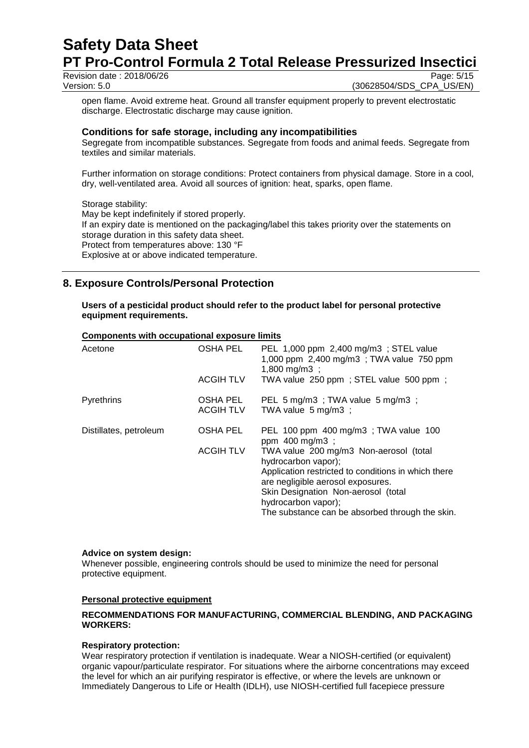open flame. Avoid extreme heat. Ground all transfer equipment properly to prevent electrostatic discharge. Electrostatic discharge may cause ignition.

### Conditions for safe storage, including any incompatibilities

Segregate from incompatible substances. Segregate from foods and animal feeds. Segregate from textiles and similar materials.

Further information on storage conditions: Protect containers from physical damage. Store in a cool, dry, well-ventilated area. Avoid all sources of ignition: heat, sparks, open flame.

Storage stability:
May be kept indefinitely if stored properly.
If an expiry date is mentioned on the packaging/label this takes priority over the statements on storage duration in this safety data sheet.
Protect from temperatures above: 130 °F
Explosive at or above indicated temperature.

## 8. Exposure Controls/Personal Protection

**Users of a pesticidal product should refer to the product label for personal protective equipment requirements.**

**Components with occupational exposure limits**

| | | |
|---|---|---|
| Acetone | OSHA PEL | PEL 1,000 ppm 2,400 mg/m3 ; STEL value 1,000 ppm 2,400 mg/m3 ; TWA value 750 ppm 1,800 mg/m3 ; |
| | ACGIH TLV | TWA value 250 ppm ; STEL value 500 ppm ; |
| Pyrethrins | OSHA PEL | PEL 5 mg/m3 ; TWA value 5 mg/m3 ; |
| | ACGIH TLV | TWA value 5 mg/m3 ; |
| Distillates, petroleum | OSHA PEL | PEL 100 ppm 400 mg/m3 ; TWA value 100 ppm 400 mg/m3 ; |
| | ACGIH TLV | TWA value 200 mg/m3 Non-aerosol (total hydrocarbon vapor); Application restricted to conditions in which there are negligible aerosol exposures. Skin Designation Non-aerosol (total hydrocarbon vapor); The substance can be absorbed through the skin. |

**Advice on system design:**
Whenever possible, engineering controls should be used to minimize the need for personal protective equipment.

**Personal protective equipment**

**RECOMMENDATIONS FOR MANUFACTURING, COMMERCIAL BLENDING, AND PACKAGING WORKERS:**

**Respiratory protection:**
Wear respiratory protection if ventilation is inadequate. Wear a NIOSH-certified (or equivalent) organic vapour/particulate respirator. For situations where the airborne concentrations may exceed the level for which an air purifying respirator is effective, or where the levels are unknown or Immediately Dangerous to Life or Health (IDLH), use NIOSH-certified full facepiece pressure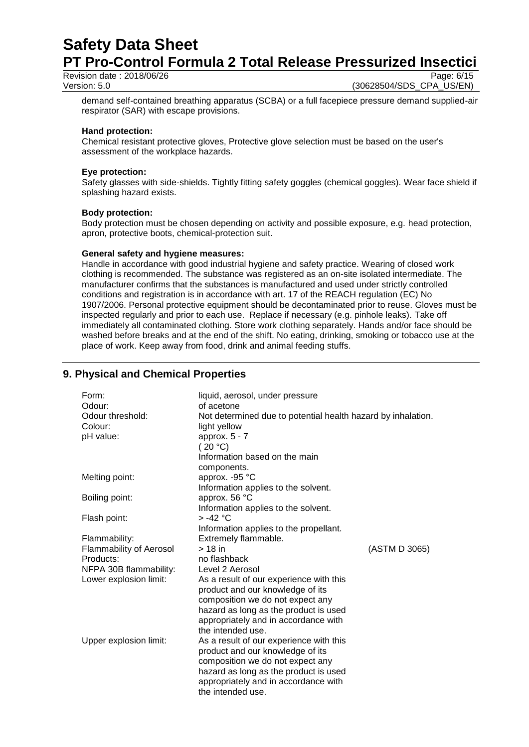demand self-contained breathing apparatus (SCBA) or a full facepiece pressure demand supplied-air respirator (SAR) with escape provisions.

**Hand protection:**

Chemical resistant protective gloves, Protective glove selection must be based on the user's assessment of the workplace hazards.

**Eye protection:**

Safety glasses with side-shields. Tightly fitting safety goggles (chemical goggles). Wear face shield if splashing hazard exists.

**Body protection:**

Body protection must be chosen depending on activity and possible exposure, e.g. head protection, apron, protective boots, chemical-protection suit.

**General safety and hygiene measures:**

Handle in accordance with good industrial hygiene and safety practice. Wearing of closed work clothing is recommended. The substance was registered as an on-site isolated intermediate. The manufacturer confirms that the substances is manufactured and used under strictly controlled conditions and registration is in accordance with art. 17 of the REACH regulation (EC) No 1907/2006. Personal protective equipment should be decontaminated prior to reuse. Gloves must be inspected regularly and prior to each use. Replace if necessary (e.g. pinhole leaks). Take off immediately all contaminated clothing. Store work clothing separately. Hands and/or face should be washed before breaks and at the end of the shift. No eating, drinking, smoking or tobacco use at the place of work. Keep away from food, drink and animal feeding stuffs.

## 9. Physical and Chemical Properties

| | | |
|---|---|---|
| Form: | liquid, aerosol, under pressure | |
| Odour: | of acetone | |
| Odour threshold: | Not determined due to potential health hazard by inhalation. | |
| Colour: | light yellow | |
| pH value: | approx. 5 - 7<br>( 20 °C)<br>Information based on the main components. | |
| Melting point: | approx. -95 °C<br>Information applies to the solvent. | |
| Boiling point: | approx. 56 °C<br>Information applies to the solvent. | |
| Flash point: | > -42 °C<br>Information applies to the propellant. | |
| Flammability: | Extremely flammable. | |
| Flammability of Aerosol Products: | > 18 in<br>no flashback | (ASTM D 3065) |
| NFPA 30B flammability: | Level 2 Aerosol | |
| Lower explosion limit: | As a result of our experience with this product and our knowledge of its composition we do not expect any hazard as long as the product is used appropriately and in accordance with the intended use. | |
| Upper explosion limit: | As a result of our experience with this product and our knowledge of its composition we do not expect any hazard as long as the product is used appropriately and in accordance with the intended use. | |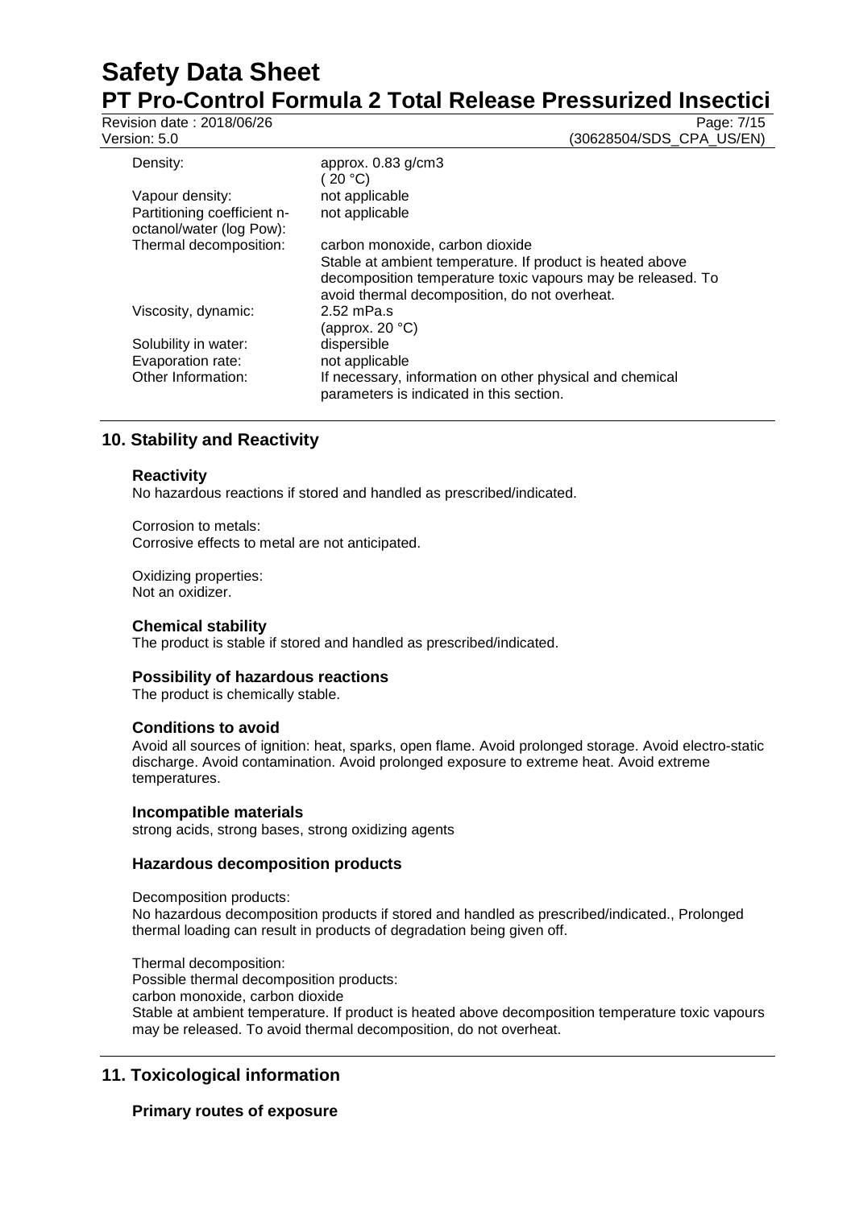| | |
|---|---|
| Density: | approx. 0.83 g/cm3<br>( 20 °C) |
| Vapour density: | not applicable |
| Partitioning coefficient n-octanol/water (log Pow): | not applicable |
| Thermal decomposition: | carbon monoxide, carbon dioxide<br>Stable at ambient temperature. If product is heated above decomposition temperature toxic vapours may be released. To avoid thermal decomposition, do not overheat. |
| Viscosity, dynamic: | 2.52 mPa.s<br>(approx. 20 °C) |
| Solubility in water: | dispersible |
| Evaporation rate: | not applicable |
| Other Information: | If necessary, information on other physical and chemical parameters is indicated in this section. |

## 10. Stability and Reactivity

### Reactivity

No hazardous reactions if stored and handled as prescribed/indicated.

Corrosion to metals:
Corrosive effects to metal are not anticipated.

Oxidizing properties:
Not an oxidizer.

### Chemical stability

The product is stable if stored and handled as prescribed/indicated.

### Possibility of hazardous reactions

The product is chemically stable.

### Conditions to avoid

Avoid all sources of ignition: heat, sparks, open flame. Avoid prolonged storage. Avoid electro-static discharge. Avoid contamination. Avoid prolonged exposure to extreme heat. Avoid extreme temperatures.

### Incompatible materials

strong acids, strong bases, strong oxidizing agents

### Hazardous decomposition products

Decomposition products:
No hazardous decomposition products if stored and handled as prescribed/indicated., Prolonged thermal loading can result in products of degradation being given off.

Thermal decomposition:
Possible thermal decomposition products:
carbon monoxide, carbon dioxide
Stable at ambient temperature. If product is heated above decomposition temperature toxic vapours may be released. To avoid thermal decomposition, do not overheat.

## 11. Toxicological information

### Primary routes of exposure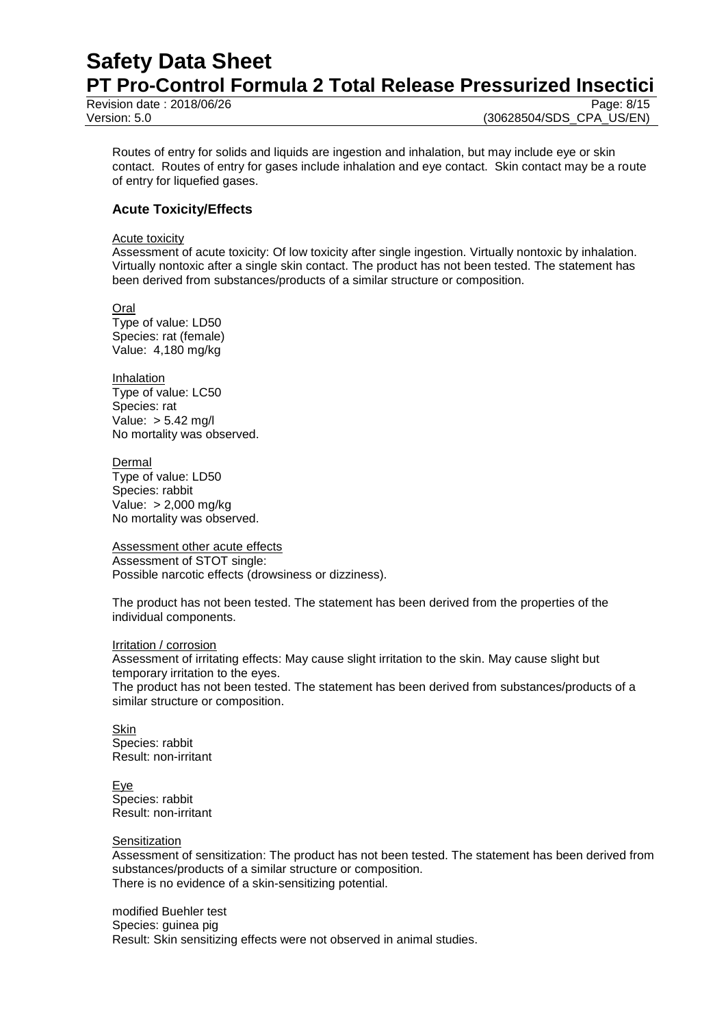Routes of entry for solids and liquids are ingestion and inhalation, but may include eye or skin contact. Routes of entry for gases include inhalation and eye contact. Skin contact may be a route of entry for liquefied gases.

## Acute Toxicity/Effects

Acute toxicity

Assessment of acute toxicity: Of low toxicity after single ingestion. Virtually nontoxic by inhalation. Virtually nontoxic after a single skin contact. The product has not been tested. The statement has been derived from substances/products of a similar structure or composition.

Oral
Type of value: LD50
Species: rat (female)
Value: 4,180 mg/kg

Inhalation
Type of value: LC50
Species: rat
Value: > 5.42 mg/l
No mortality was observed.

Dermal
Type of value: LD50
Species: rabbit
Value: > 2,000 mg/kg
No mortality was observed.

Assessment other acute effects
Assessment of STOT single:
Possible narcotic effects (drowsiness or dizziness).

The product has not been tested. The statement has been derived from the properties of the individual components.

Irritation / corrosion
Assessment of irritating effects: May cause slight irritation to the skin. May cause slight but temporary irritation to the eyes.
The product has not been tested. The statement has been derived from substances/products of a similar structure or composition.

Skin
Species: rabbit
Result: non-irritant

Eye
Species: rabbit
Result: non-irritant

Sensitization
Assessment of sensitization: The product has not been tested. The statement has been derived from substances/products of a similar structure or composition.
There is no evidence of a skin-sensitizing potential.

modified Buehler test
Species: guinea pig
Result: Skin sensitizing effects were not observed in animal studies.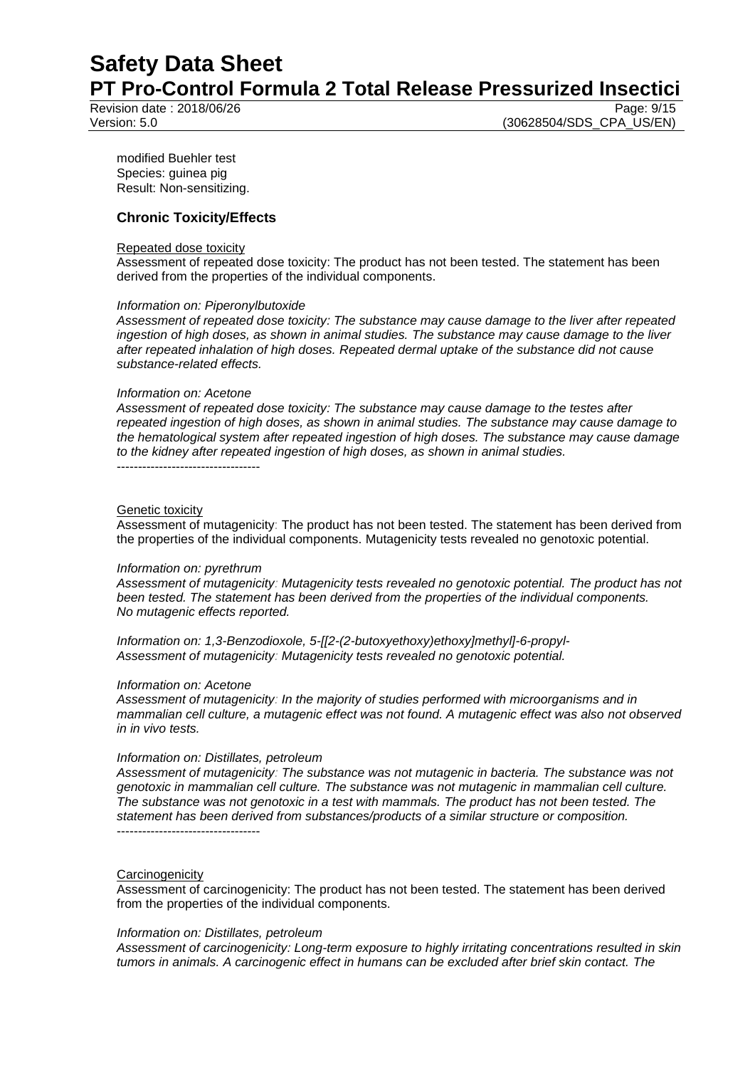modified Buehler test
Species: guinea pig
Result: Non-sensitizing.

## Chronic Toxicity/Effects

Repeated dose toxicity
Assessment of repeated dose toxicity: The product has not been tested. The statement has been derived from the properties of the individual components.

*Information on: Piperonylbutoxide*
*Assessment of repeated dose toxicity: The substance may cause damage to the liver after repeated ingestion of high doses, as shown in animal studies. The substance may cause damage to the liver after repeated inhalation of high doses. Repeated dermal uptake of the substance did not cause substance-related effects.*

*Information on: Acetone*
*Assessment of repeated dose toxicity: The substance may cause damage to the testes after repeated ingestion of high doses, as shown in animal studies. The substance may cause damage to the hematological system after repeated ingestion of high doses. The substance may cause damage to the kidney after repeated ingestion of high doses, as shown in animal studies.*
----------------------------------

Genetic toxicity
Assessment of mutagenicity: The product has not been tested. The statement has been derived from the properties of the individual components. Mutagenicity tests revealed no genotoxic potential.

*Information on: pyrethrum*
*Assessment of mutagenicity: Mutagenicity tests revealed no genotoxic potential. The product has not been tested. The statement has been derived from the properties of the individual components. No mutagenic effects reported.*

*Information on: 1,3-Benzodioxole, 5-[[2-(2-butoxyethoxy)ethoxy]methyl]-6-propyl-*
*Assessment of mutagenicity: Mutagenicity tests revealed no genotoxic potential.*

*Information on: Acetone*
*Assessment of mutagenicity: In the majority of studies performed with microorganisms and in mammalian cell culture, a mutagenic effect was not found. A mutagenic effect was also not observed in in vivo tests.*

*Information on: Distillates, petroleum*
*Assessment of mutagenicity: The substance was not mutagenic in bacteria. The substance was not genotoxic in mammalian cell culture. The substance was not mutagenic in mammalian cell culture. The substance was not genotoxic in a test with mammals. The product has not been tested. The statement has been derived from substances/products of a similar structure or composition.*
----------------------------------

Carcinogenicity
Assessment of carcinogenicity: The product has not been tested. The statement has been derived from the properties of the individual components.

*Information on: Distillates, petroleum*
*Assessment of carcinogenicity: Long-term exposure to highly irritating concentrations resulted in skin tumors in animals. A carcinogenic effect in humans can be excluded after brief skin contact. The*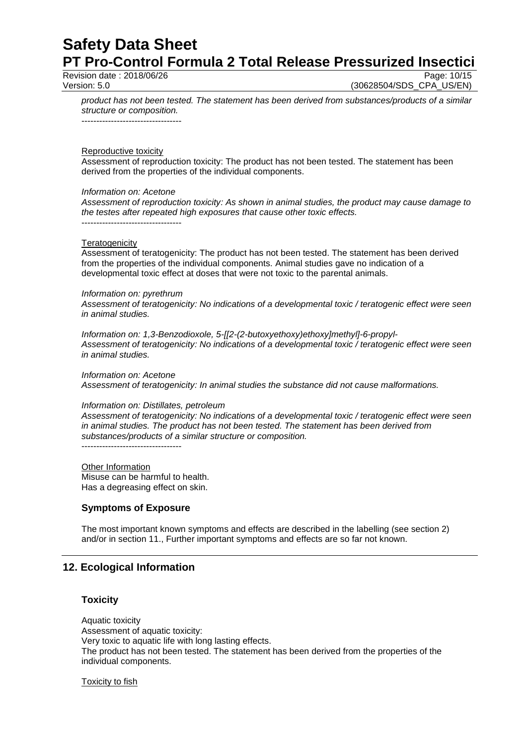*product has not been tested. The statement has been derived from substances/products of a similar structure or composition.*

----------------------------------

Reproductive toxicity

Assessment of reproduction toxicity: The product has not been tested. The statement has been derived from the properties of the individual components.

*Information on: Acetone*

*Assessment of reproduction toxicity: As shown in animal studies, the product may cause damage to the testes after repeated high exposures that cause other toxic effects.*

----------------------------------

Teratogenicity

Assessment of teratogenicity: The product has not been tested. The statement has been derived from the properties of the individual components. Animal studies gave no indication of a developmental toxic effect at doses that were not toxic to the parental animals.

*Information on: pyrethrum*

*Assessment of teratogenicity: No indications of a developmental toxic / teratogenic effect were seen in animal studies.*

*Information on: 1,3-Benzodioxole, 5-[[2-(2-butoxyethoxy)ethoxy]methyl]-6-propyl-*

*Assessment of teratogenicity: No indications of a developmental toxic / teratogenic effect were seen in animal studies.*

*Information on: Acetone*

*Assessment of teratogenicity: In animal studies the substance did not cause malformations.*

*Information on: Distillates, petroleum*

*Assessment of teratogenicity: No indications of a developmental toxic / teratogenic effect were seen in animal studies. The product has not been tested. The statement has been derived from substances/products of a similar structure or composition.*

----------------------------------

Other Information

Misuse can be harmful to health.

Has a degreasing effect on skin.

### Symptoms of Exposure

The most important known symptoms and effects are described in the labelling (see section 2) and/or in section 11., Further important symptoms and effects are so far not known.

## 12. Ecological Information

### Toxicity

Aquatic toxicity

Assessment of aquatic toxicity:

Very toxic to aquatic life with long lasting effects.

The product has not been tested. The statement has been derived from the properties of the individual components.

Toxicity to fish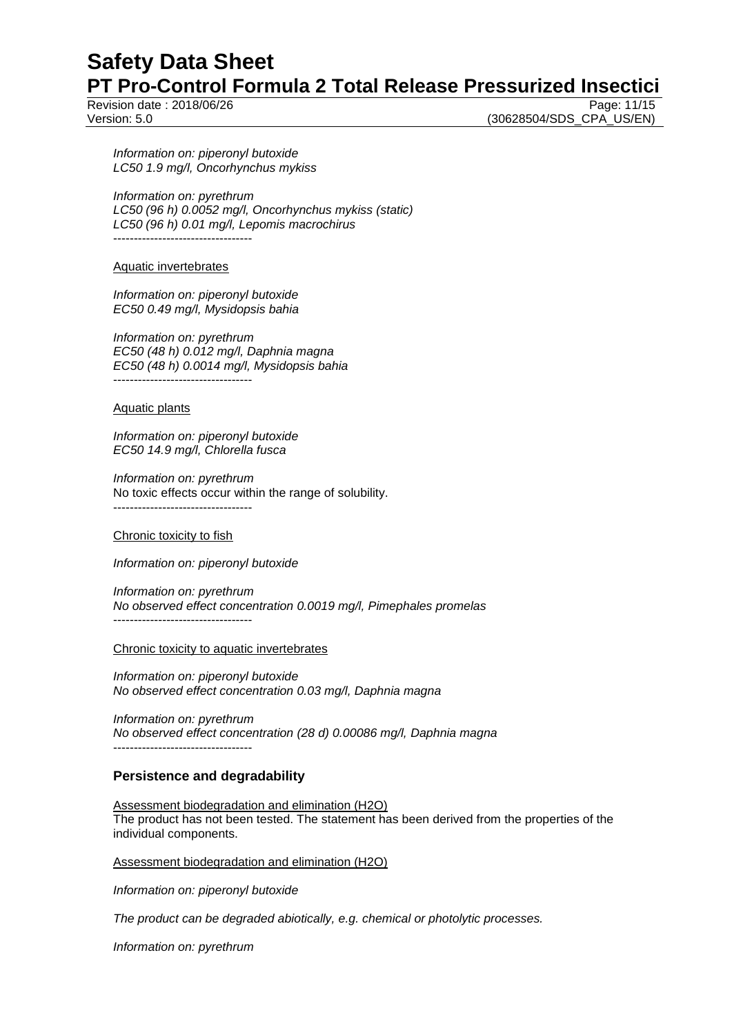*Information on: piperonyl butoxide*
*LC50 1.9 mg/l, Oncorhynchus mykiss*

*Information on: pyrethrum*
*LC50 (96 h) 0.0052 mg/l, Oncorhynchus mykiss (static)*
*LC50 (96 h) 0.01 mg/l, Lepomis macrochirus*
----------------------------------

Aquatic invertebrates

*Information on: piperonyl butoxide*
*EC50 0.49 mg/l, Mysidopsis bahia*

*Information on: pyrethrum*
*EC50 (48 h) 0.012 mg/l, Daphnia magna*
*EC50 (48 h) 0.0014 mg/l, Mysidopsis bahia*
----------------------------------

Aquatic plants

*Information on: piperonyl butoxide*
*EC50 14.9 mg/l, Chlorella fusca*

*Information on: pyrethrum*
No toxic effects occur within the range of solubility.
----------------------------------

Chronic toxicity to fish

*Information on: piperonyl butoxide*

*Information on: pyrethrum*
*No observed effect concentration 0.0019 mg/l, Pimephales promelas*
----------------------------------

Chronic toxicity to aquatic invertebrates

*Information on: piperonyl butoxide*
*No observed effect concentration 0.03 mg/l, Daphnia magna*

*Information on: pyrethrum*
*No observed effect concentration (28 d) 0.00086 mg/l, Daphnia magna*
----------------------------------

### Persistence and degradability

Assessment biodegradation and elimination (H2O)
The product has not been tested. The statement has been derived from the properties of the individual components.

Assessment biodegradation and elimination (H2O)

*Information on: piperonyl butoxide*

*The product can be degraded abiotically, e.g. chemical or photolytic processes.*

*Information on: pyrethrum*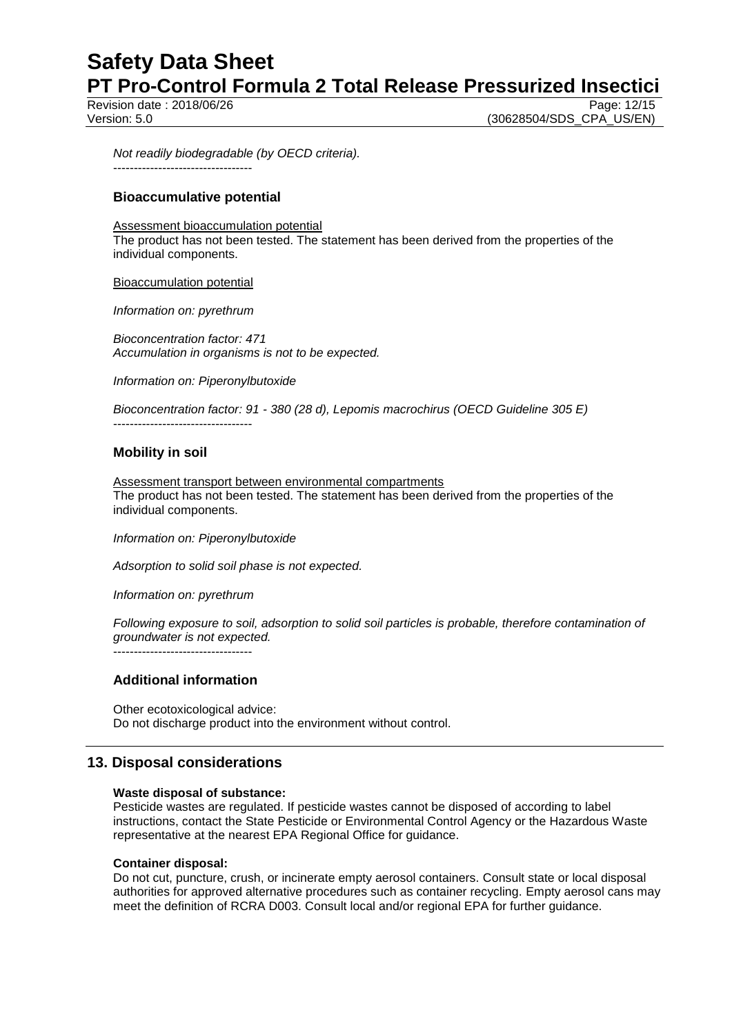*Not readily biodegradable (by OECD criteria).*

----------------------------------

### Bioaccumulative potential

Assessment bioaccumulation potential
The product has not been tested. The statement has been derived from the properties of the individual components.

Bioaccumulation potential

*Information on: pyrethrum*

*Bioconcentration factor: 471*
*Accumulation in organisms is not to be expected.*

*Information on: Piperonylbutoxide*

*Bioconcentration factor: 91 - 380 (28 d), Lepomis macrochirus (OECD Guideline 305 E)*

----------------------------------

### Mobility in soil

Assessment transport between environmental compartments
The product has not been tested. The statement has been derived from the properties of the individual components.

*Information on: Piperonylbutoxide*

*Adsorption to solid soil phase is not expected.*

*Information on: pyrethrum*

*Following exposure to soil, adsorption to solid soil particles is probable, therefore contamination of groundwater is not expected.*

----------------------------------

### Additional information

Other ecotoxicological advice:
Do not discharge product into the environment without control.

## 13. Disposal considerations

**Waste disposal of substance:**
Pesticide wastes are regulated. If pesticide wastes cannot be disposed of according to label instructions, contact the State Pesticide or Environmental Control Agency or the Hazardous Waste representative at the nearest EPA Regional Office for guidance.

**Container disposal:**
Do not cut, puncture, crush, or incinerate empty aerosol containers. Consult state or local disposal authorities for approved alternative procedures such as container recycling. Empty aerosol cans may meet the definition of RCRA D003. Consult local and/or regional EPA for further guidance.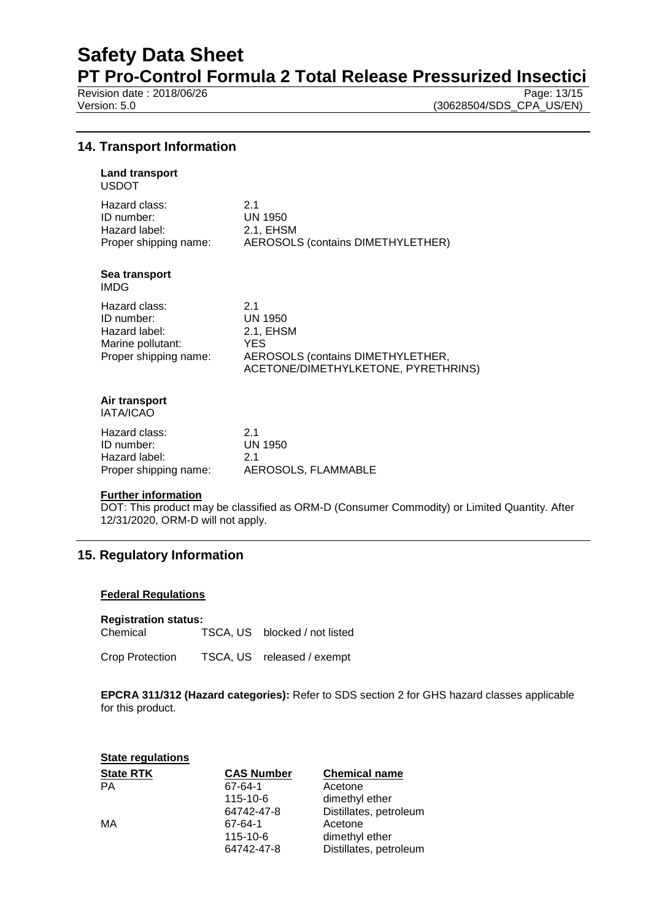## 14. Transport Information

**Land transport**
USDOT

| | |
|---|---|
| Hazard class: | 2.1 |
| ID number: | UN 1950 |
| Hazard label: | 2.1, EHSM |
| Proper shipping name: | AEROSOLS (contains DIMETHYLETHER) |

**Sea transport**
IMDG

| | |
|---|---|
| Hazard class: | 2.1 |
| ID number: | UN 1950 |
| Hazard label: | 2.1, EHSM |
| Marine pollutant: | YES |
| Proper shipping name: | AEROSOLS (contains DIMETHYLETHER, ACETONE/DIMETHYLKETONE, PYRETHRINS) |

**Air transport**
IATA/ICAO

| | |
|---|---|
| Hazard class: | 2.1 |
| ID number: | UN 1950 |
| Hazard label: | 2.1 |
| Proper shipping name: | AEROSOLS, FLAMMABLE |

**Further information**

DOT: This product may be classified as ORM-D (Consumer Commodity) or Limited Quantity. After 12/31/2020, ORM-D will not apply.

## 15. Regulatory Information

**Federal Regulations**

**Registration status:**

| | | |
|---|---|---|
| Chemical | TSCA, US | blocked / not listed |
| Crop Protection | TSCA, US | released / exempt |

**EPCRA 311/312 (Hazard categories):** Refer to SDS section 2 for GHS hazard classes applicable for this product.

**State regulations**

| State RTK | CAS Number | Chemical name |
|---|---|---|
| PA | 67-64-1 | Acetone |
| | 115-10-6 | dimethyl ether |
| | 64742-47-8 | Distillates, petroleum |
| MA | 67-64-1 | Acetone |
| | 115-10-6 | dimethyl ether |
| | 64742-47-8 | Distillates, petroleum |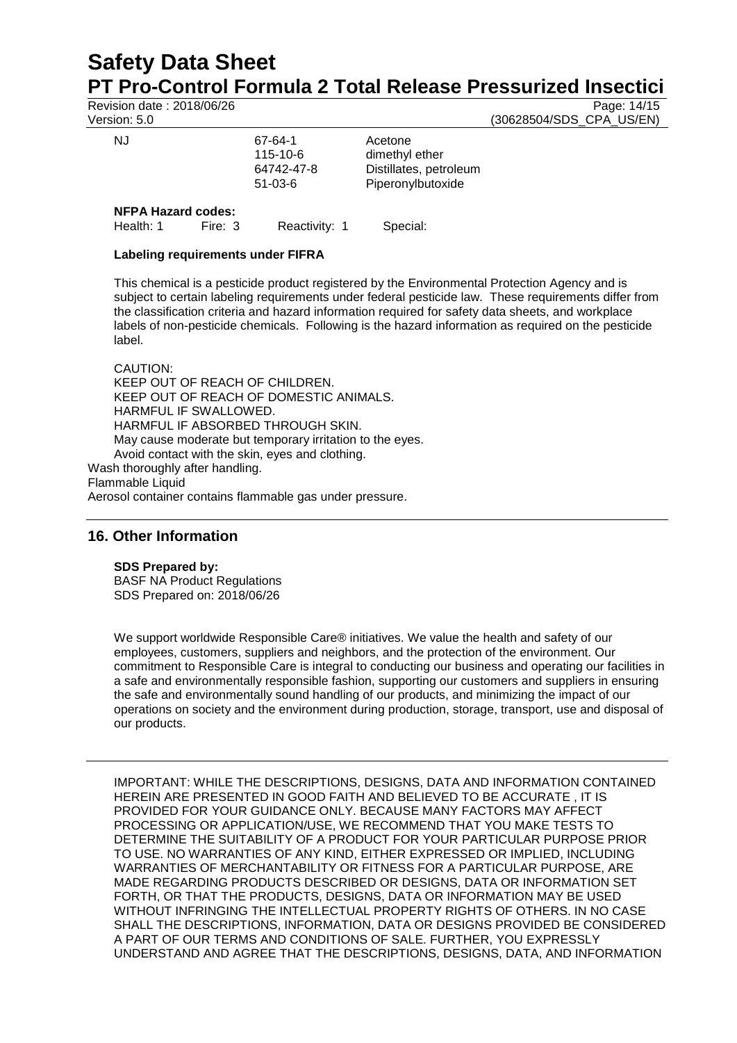| NJ | 67-64-1 | Acetone |
| --- | --- | --- |
| | 115-10-6 | dimethyl ether |
| | 64742-47-8 | Distillates, petroleum |
| | 51-03-6 | Piperonylbutoxide |

**NFPA Hazard codes:**

Health: 1 Fire: 3 Reactivity: 1 Special:

**Labeling requirements under FIFRA**

This chemical is a pesticide product registered by the Environmental Protection Agency and is subject to certain labeling requirements under federal pesticide law. These requirements differ from the classification criteria and hazard information required for safety data sheets, and workplace labels of non-pesticide chemicals. Following is the hazard information as required on the pesticide label.

CAUTION:
KEEP OUT OF REACH OF CHILDREN.
KEEP OUT OF REACH OF DOMESTIC ANIMALS.
HARMFUL IF SWALLOWED.
HARMFUL IF ABSORBED THROUGH SKIN.
May cause moderate but temporary irritation to the eyes.
Avoid contact with the skin, eyes and clothing.
Wash thoroughly after handling.
Flammable Liquid
Aerosol container contains flammable gas under pressure.

## 16. Other Information

**SDS Prepared by:**
BASF NA Product Regulations
SDS Prepared on: 2018/06/26

We support worldwide Responsible Care® initiatives. We value the health and safety of our employees, customers, suppliers and neighbors, and the protection of the environment. Our commitment to Responsible Care is integral to conducting our business and operating our facilities in a safe and environmentally responsible fashion, supporting our customers and suppliers in ensuring the safe and environmentally sound handling of our products, and minimizing the impact of our operations on society and the environment during production, storage, transport, use and disposal of our products.

IMPORTANT: WHILE THE DESCRIPTIONS, DESIGNS, DATA AND INFORMATION CONTAINED HEREIN ARE PRESENTED IN GOOD FAITH AND BELIEVED TO BE ACCURATE , IT IS PROVIDED FOR YOUR GUIDANCE ONLY. BECAUSE MANY FACTORS MAY AFFECT PROCESSING OR APPLICATION/USE, WE RECOMMEND THAT YOU MAKE TESTS TO DETERMINE THE SUITABILITY OF A PRODUCT FOR YOUR PARTICULAR PURPOSE PRIOR TO USE. NO WARRANTIES OF ANY KIND, EITHER EXPRESSED OR IMPLIED, INCLUDING WARRANTIES OF MERCHANTABILITY OR FITNESS FOR A PARTICULAR PURPOSE, ARE MADE REGARDING PRODUCTS DESCRIBED OR DESIGNS, DATA OR INFORMATION SET FORTH, OR THAT THE PRODUCTS, DESIGNS, DATA OR INFORMATION MAY BE USED WITHOUT INFRINGING THE INTELLECTUAL PROPERTY RIGHTS OF OTHERS. IN NO CASE SHALL THE DESCRIPTIONS, INFORMATION, DATA OR DESIGNS PROVIDED BE CONSIDERED A PART OF OUR TERMS AND CONDITIONS OF SALE. FURTHER, YOU EXPRESSLY UNDERSTAND AND AGREE THAT THE DESCRIPTIONS, DESIGNS, DATA, AND INFORMATION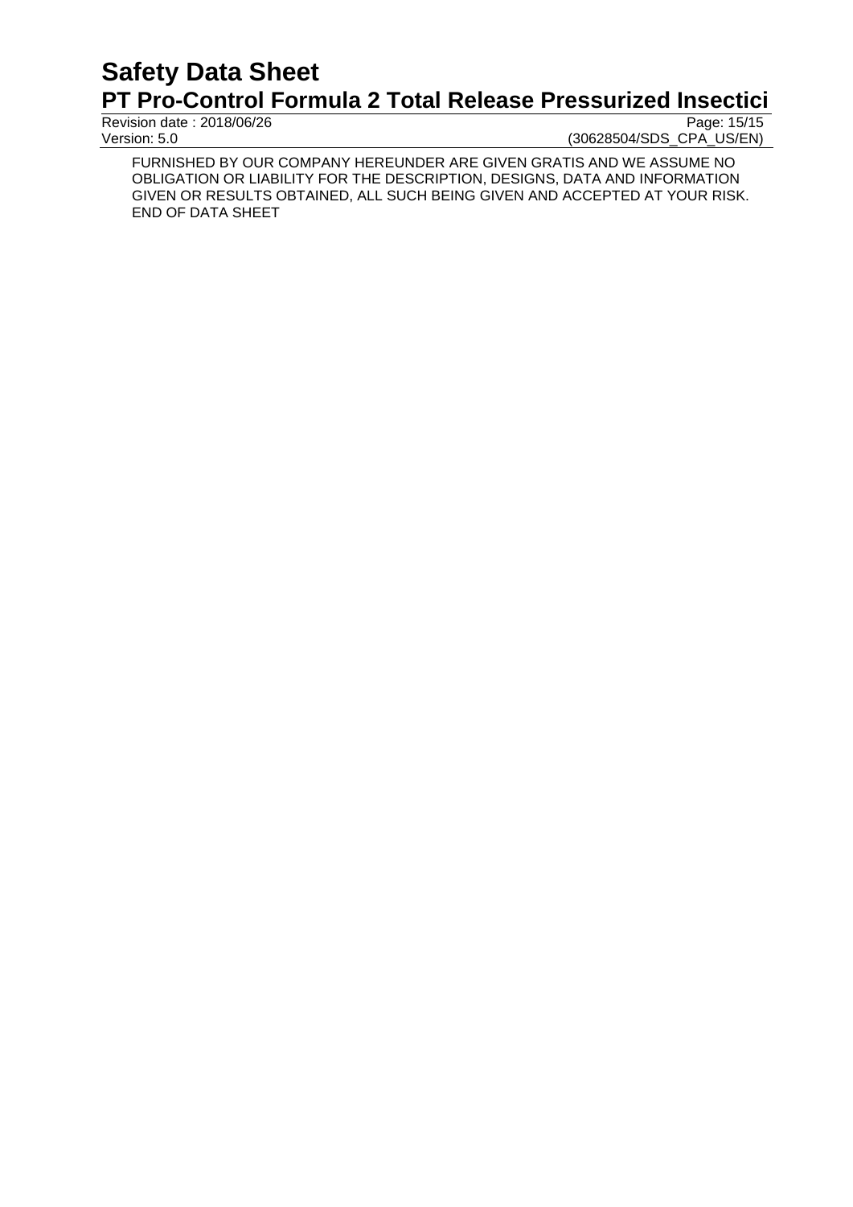FURNISHED BY OUR COMPANY HEREUNDER ARE GIVEN GRATIS AND WE ASSUME NO OBLIGATION OR LIABILITY FOR THE DESCRIPTION, DESIGNS, DATA AND INFORMATION GIVEN OR RESULTS OBTAINED, ALL SUCH BEING GIVEN AND ACCEPTED AT YOUR RISK.
END OF DATA SHEET